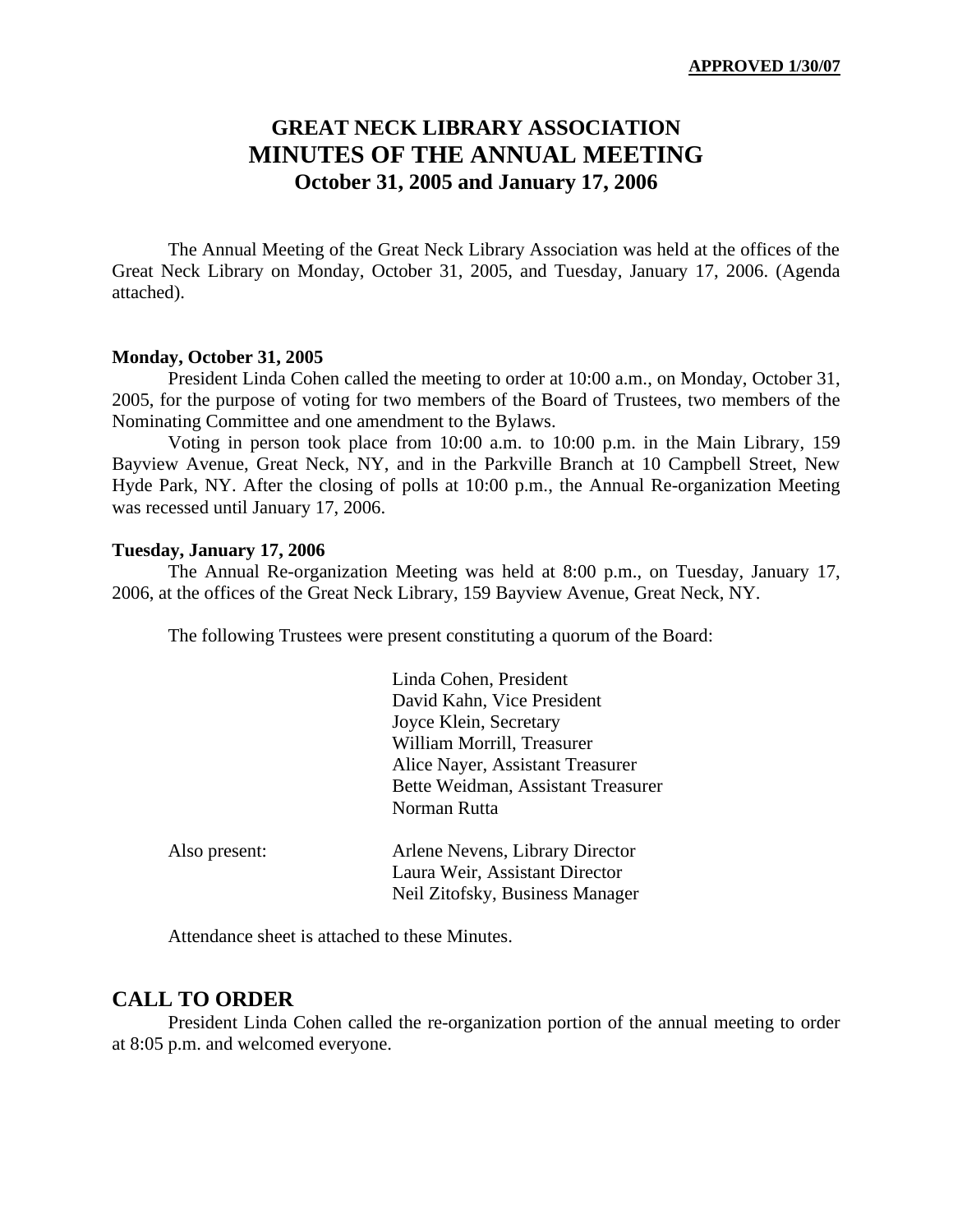**APPROVED 1/30/07**

# GREAT NECK LIBRARY ASSOCIATION
# MINUTES OF THE ANNUAL MEETING
## October 31, 2005 and January 17, 2006

The Annual Meeting of the Great Neck Library Association was held at the offices of the Great Neck Library on Monday, October 31, 2005, and Tuesday, January 17, 2006. (Agenda attached).

**Monday, October 31, 2005**

President Linda Cohen called the meeting to order at 10:00 a.m., on Monday, October 31, 2005, for the purpose of voting for two members of the Board of Trustees, two members of the Nominating Committee and one amendment to the Bylaws.

Voting in person took place from 10:00 a.m. to 10:00 p.m. in the Main Library, 159 Bayview Avenue, Great Neck, NY, and in the Parkville Branch at 10 Campbell Street, New Hyde Park, NY. After the closing of polls at 10:00 p.m., the Annual Re-organization Meeting was recessed until January 17, 2006.

**Tuesday, January 17, 2006**

The Annual Re-organization Meeting was held at 8:00 p.m., on Tuesday, January 17, 2006, at the offices of the Great Neck Library, 159 Bayview Avenue, Great Neck, NY.

The following Trustees were present constituting a quorum of the Board:

Linda Cohen, President
David Kahn, Vice President
Joyce Klein, Secretary
William Morrill, Treasurer
Alice Nayer, Assistant Treasurer
Bette Weidman, Assistant Treasurer
Norman Rutta

Also present:

Arlene Nevens, Library Director
Laura Weir, Assistant Director
Neil Zitofsky, Business Manager

Attendance sheet is attached to these Minutes.

## CALL TO ORDER

President Linda Cohen called the re-organization portion of the annual meeting to order at 8:05 p.m. and welcomed everyone.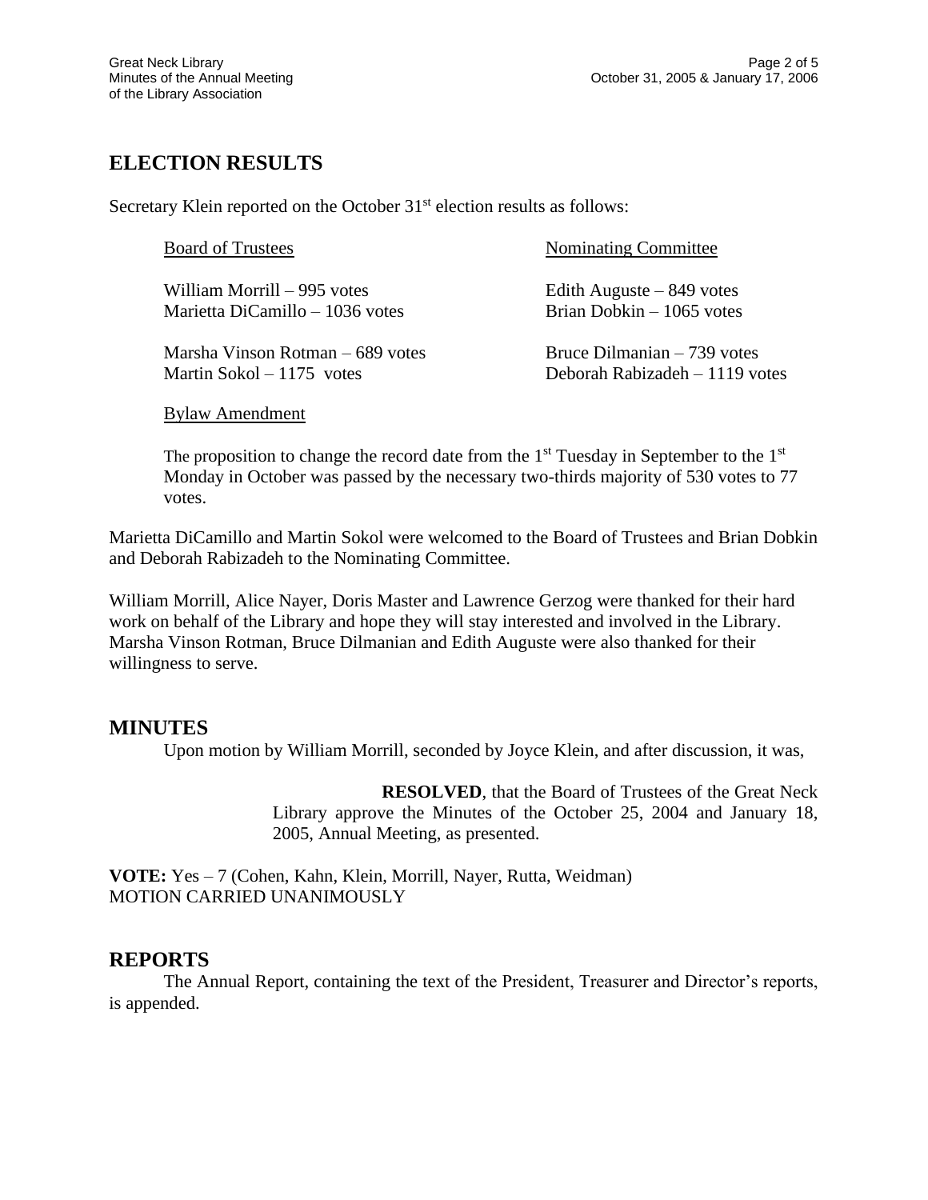## ELECTION RESULTS

Secretary Klein reported on the October 31st election results as follows:

| Board of Trustees | Nominating Committee |
|---|---|
| William Morrill – 995 votes | Edith Auguste – 849 votes |
| Marietta DiCamillo – 1036 votes | Brian Dobkin – 1065 votes |
| Marsha Vinson Rotman – 689 votes | Bruce Dilmanian – 739 votes |
| Martin Sokol – 1175 votes | Deborah Rabizadeh – 1119 votes |

Bylaw Amendment

The proposition to change the record date from the 1st Tuesday in September to the 1st Monday in October was passed by the necessary two-thirds majority of 530 votes to 77 votes.

Marietta DiCamillo and Martin Sokol were welcomed to the Board of Trustees and Brian Dobkin and Deborah Rabizadeh to the Nominating Committee.

William Morrill, Alice Nayer, Doris Master and Lawrence Gerzog were thanked for their hard work on behalf of the Library and hope they will stay interested and involved in the Library. Marsha Vinson Rotman, Bruce Dilmanian and Edith Auguste were also thanked for their willingness to serve.

## MINUTES

Upon motion by William Morrill, seconded by Joyce Klein, and after discussion, it was,

> **RESOLVED**, that the Board of Trustees of the Great Neck Library approve the Minutes of the October 25, 2004 and January 18, 2005, Annual Meeting, as presented.

**VOTE:** Yes – 7 (Cohen, Kahn, Klein, Morrill, Nayer, Rutta, Weidman)
MOTION CARRIED UNANIMOUSLY

## REPORTS

The Annual Report, containing the text of the President, Treasurer and Director's reports, is appended.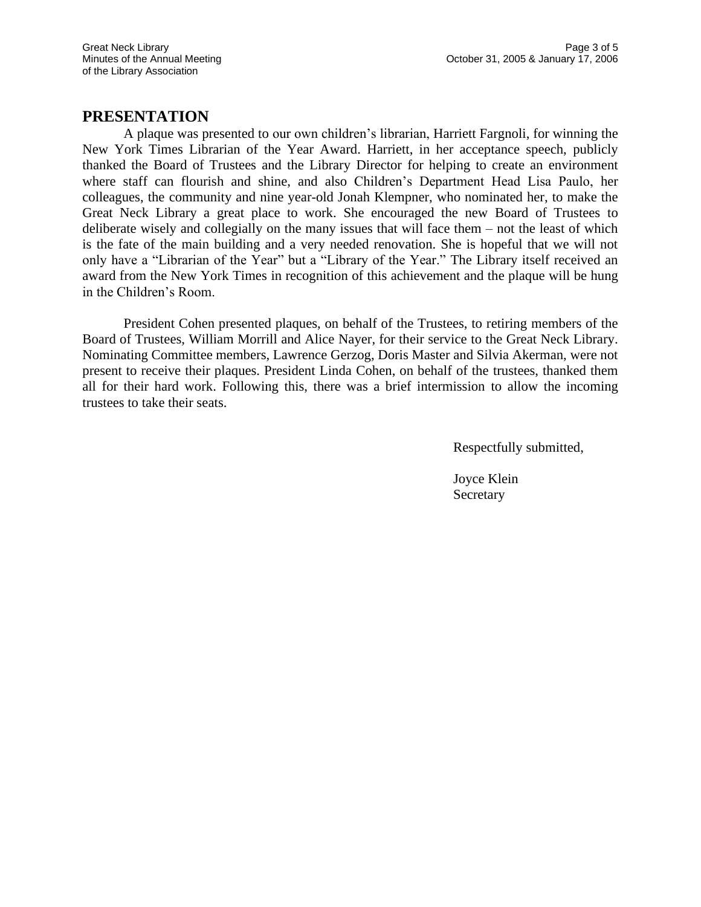## PRESENTATION

A plaque was presented to our own children's librarian, Harriett Fargnoli, for winning the New York Times Librarian of the Year Award. Harriett, in her acceptance speech, publicly thanked the Board of Trustees and the Library Director for helping to create an environment where staff can flourish and shine, and also Children's Department Head Lisa Paulo, her colleagues, the community and nine year-old Jonah Klempner, who nominated her, to make the Great Neck Library a great place to work. She encouraged the new Board of Trustees to deliberate wisely and collegially on the many issues that will face them – not the least of which is the fate of the main building and a very needed renovation. She is hopeful that we will not only have a "Librarian of the Year" but a "Library of the Year." The Library itself received an award from the New York Times in recognition of this achievement and the plaque will be hung in the Children's Room.

President Cohen presented plaques, on behalf of the Trustees, to retiring members of the Board of Trustees, William Morrill and Alice Nayer, for their service to the Great Neck Library. Nominating Committee members, Lawrence Gerzog, Doris Master and Silvia Akerman, were not present to receive their plaques. President Linda Cohen, on behalf of the trustees, thanked them all for their hard work. Following this, there was a brief intermission to allow the incoming trustees to take their seats.

Respectfully submitted,

Joyce Klein
Secretary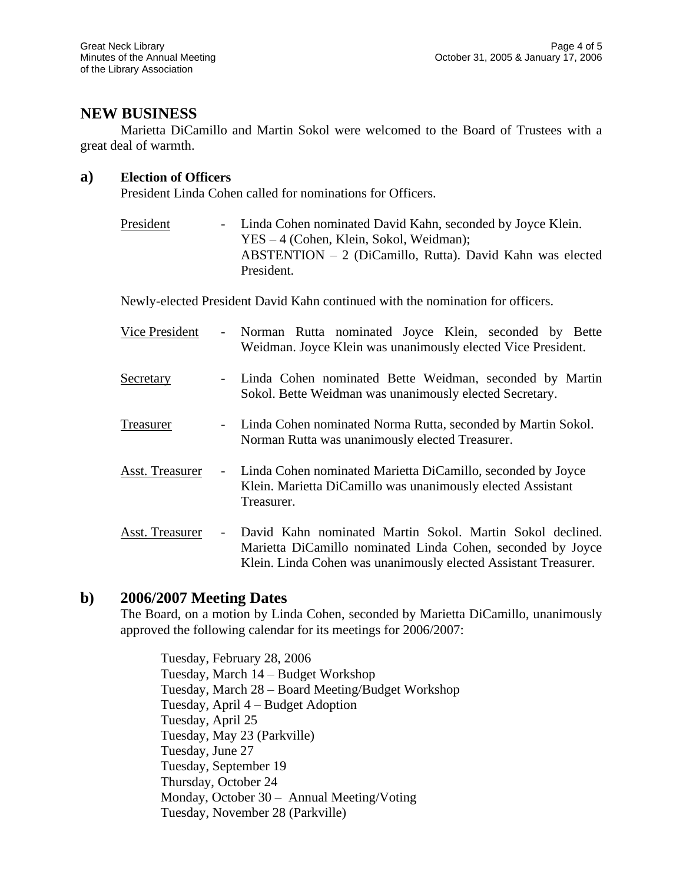## NEW BUSINESS

Marietta DiCamillo and Martin Sokol were welcomed to the Board of Trustees with a great deal of warmth.

### a) Election of Officers

President Linda Cohen called for nominations for Officers.

President - Linda Cohen nominated David Kahn, seconded by Joyce Klein. YES – 4 (Cohen, Klein, Sokol, Weidman); ABSTENTION – 2 (DiCamillo, Rutta). David Kahn was elected President.

Newly-elected President David Kahn continued with the nomination for officers.

Vice President - Norman Rutta nominated Joyce Klein, seconded by Bette Weidman. Joyce Klein was unanimously elected Vice President.

Secretary - Linda Cohen nominated Bette Weidman, seconded by Martin Sokol. Bette Weidman was unanimously elected Secretary.

Treasurer - Linda Cohen nominated Norma Rutta, seconded by Martin Sokol. Norman Rutta was unanimously elected Treasurer.

Asst. Treasurer - Linda Cohen nominated Marietta DiCamillo, seconded by Joyce Klein. Marietta DiCamillo was unanimously elected Assistant Treasurer.

Asst. Treasurer - David Kahn nominated Martin Sokol. Martin Sokol declined. Marietta DiCamillo nominated Linda Cohen, seconded by Joyce Klein. Linda Cohen was unanimously elected Assistant Treasurer.

### b) 2006/2007 Meeting Dates

The Board, on a motion by Linda Cohen, seconded by Marietta DiCamillo, unanimously approved the following calendar for its meetings for 2006/2007:

Tuesday, February 28, 2006
Tuesday, March 14 – Budget Workshop
Tuesday, March 28 – Board Meeting/Budget Workshop
Tuesday, April 4 – Budget Adoption
Tuesday, April 25
Tuesday, May 23 (Parkville)
Tuesday, June 27
Tuesday, September 19
Thursday, October 24
Monday, October 30 – Annual Meeting/Voting
Tuesday, November 28 (Parkville)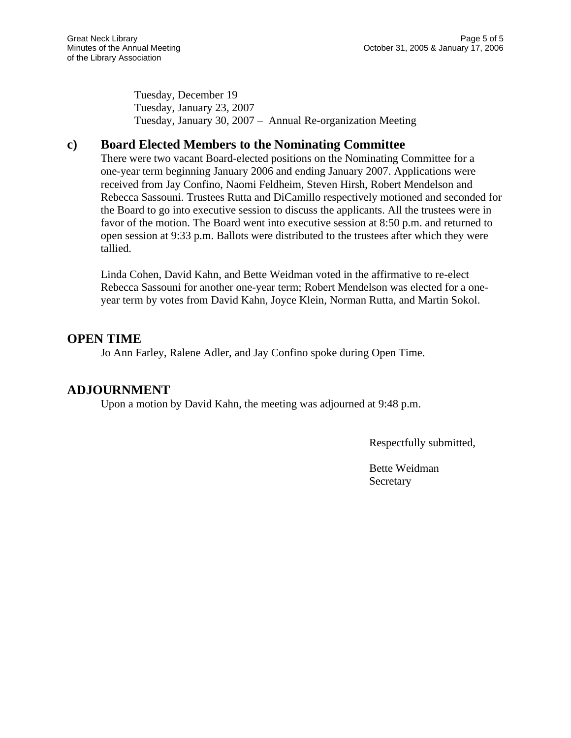Tuesday, December 19
Tuesday, January 23, 2007
Tuesday, January 30, 2007 – Annual Re-organization Meeting

## c) Board Elected Members to the Nominating Committee

There were two vacant Board-elected positions on the Nominating Committee for a one-year term beginning January 2006 and ending January 2007. Applications were received from Jay Confino, Naomi Feldheim, Steven Hirsh, Robert Mendelson and Rebecca Sassouni. Trustees Rutta and DiCamillo respectively motioned and seconded for the Board to go into executive session to discuss the applicants. All the trustees were in favor of the motion. The Board went into executive session at 8:50 p.m. and returned to open session at 9:33 p.m. Ballots were distributed to the trustees after which they were tallied.

Linda Cohen, David Kahn, and Bette Weidman voted in the affirmative to re-elect Rebecca Sassouni for another one-year term; Robert Mendelson was elected for a one-year term by votes from David Kahn, Joyce Klein, Norman Rutta, and Martin Sokol.

## OPEN TIME

Jo Ann Farley, Ralene Adler, and Jay Confino spoke during Open Time.

## ADJOURNMENT

Upon a motion by David Kahn, the meeting was adjourned at 9:48 p.m.

Respectfully submitted,

Bette Weidman
Secretary